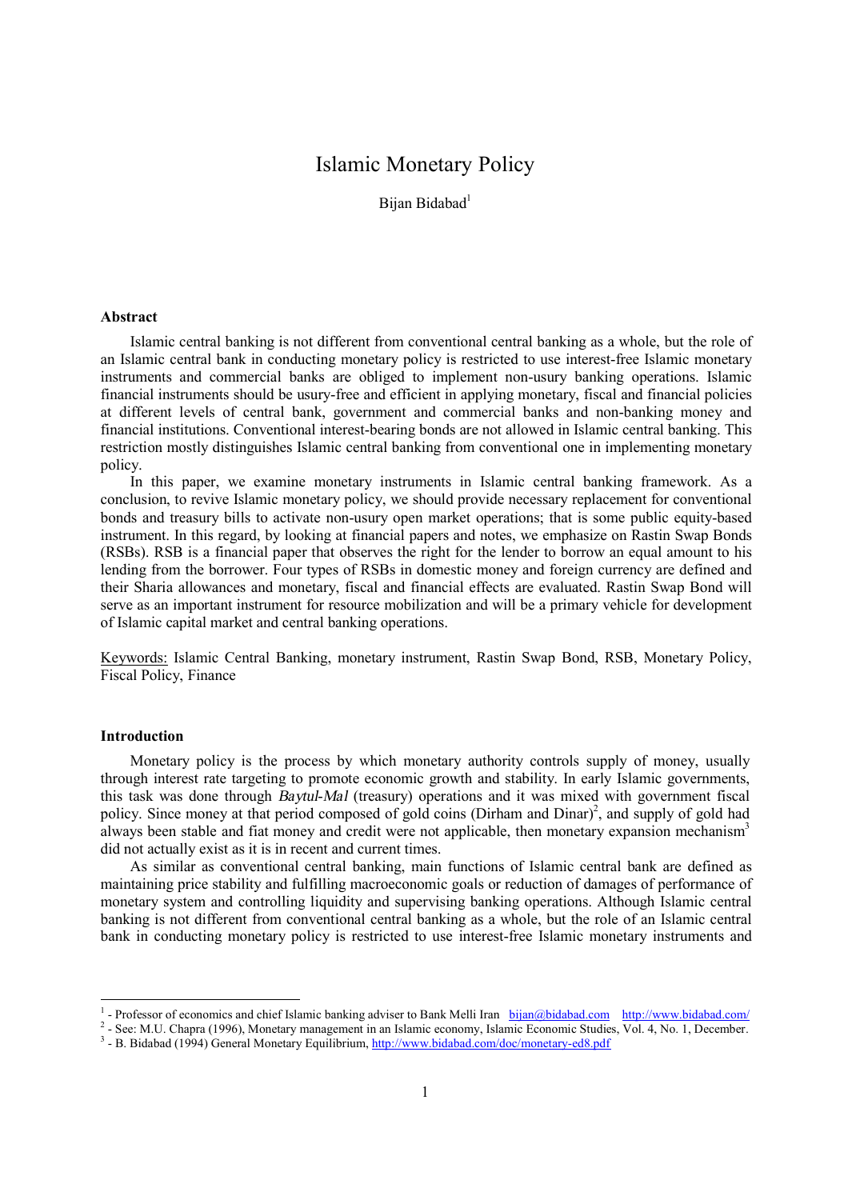# Islamic Monetary Policy

Bijan Bidabad[1]

**Abstract**

Islamic central banking is not different from conventional central banking as a whole, but the role of an Islamic central bank in conducting monetary policy is restricted to use interest-free Islamic monetary instruments and commercial banks are obliged to implement non-usury banking operations. Islamic financial instruments should be usury-free and efficient in applying monetary, fiscal and financial policies at different levels of central bank, government and commercial banks and non-banking money and financial institutions. Conventional interest-bearing bonds are not allowed in Islamic central banking. This restriction mostly distinguishes Islamic central banking from conventional one in implementing monetary policy.

In this paper, we examine monetary instruments in Islamic central banking framework. As a conclusion, to revive Islamic monetary policy, we should provide necessary replacement for conventional bonds and treasury bills to activate non-usury open market operations; that is some public equity-based instrument. In this regard, by looking at financial papers and notes, we emphasize on Rastin Swap Bonds (RSBs). RSB is a financial paper that observes the right for the lender to borrow an equal amount to his lending from the borrower. Four types of RSBs in domestic money and foreign currency are defined and their Sharia allowances and monetary, fiscal and financial effects are evaluated. Rastin Swap Bond will serve as an important instrument for resource mobilization and will be a primary vehicle for development of Islamic capital market and central banking operations.

Keywords: Islamic Central Banking, monetary instrument, Rastin Swap Bond, RSB, Monetary Policy, Fiscal Policy, Finance

**Introduction**

Monetary policy is the process by which monetary authority controls supply of money, usually through interest rate targeting to promote economic growth and stability. In early Islamic governments, this task was done through *Baytul-Mal* (treasury) operations and it was mixed with government fiscal policy. Since money at that period composed of gold coins (Dirham and Dinar)[2], and supply of gold had always been stable and fiat money and credit were not applicable, then monetary expansion mechanism[3] did not actually exist as it is in recent and current times.

As similar as conventional central banking, main functions of Islamic central bank are defined as maintaining price stability and fulfilling macroeconomic goals or reduction of damages of performance of monetary system and controlling liquidity and supervising banking operations. Although Islamic central banking is not different from conventional central banking as a whole, but the role of an Islamic central bank in conducting monetary policy is restricted to use interest-free Islamic monetary instruments and

---

[1] - Professor of economics and chief Islamic banking adviser to Bank Melli Iran bijan@bidabad.com http://www.bidabad.com/

[2] - See: M.U. Chapra (1996), Monetary management in an Islamic economy, Islamic Economic Studies, Vol. 4, No. 1, December.

[3] - B. Bidabad (1994) General Monetary Equilibrium, http://www.bidabad.com/doc/monetary-ed8.pdf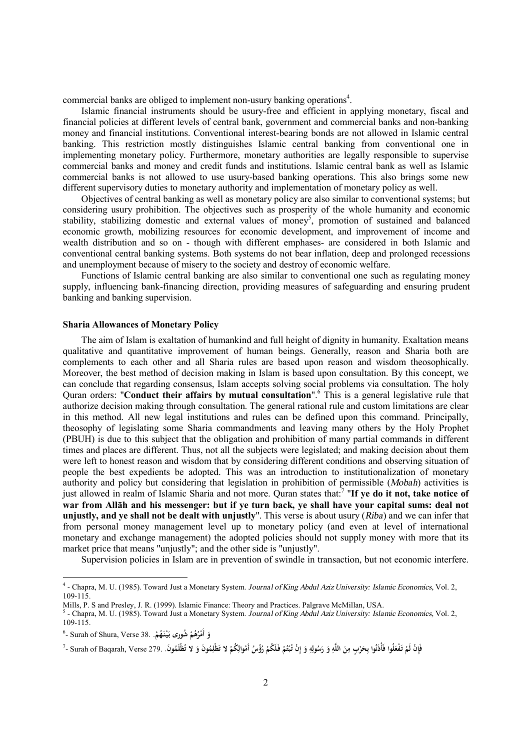commercial banks are obliged to implement non-usury banking operations[4].

Islamic financial instruments should be usury-free and efficient in applying monetary, fiscal and financial policies at different levels of central bank, government and commercial banks and non-banking money and financial institutions. Conventional interest-bearing bonds are not allowed in Islamic central banking. This restriction mostly distinguishes Islamic central banking from conventional one in implementing monetary policy. Furthermore, monetary authorities are legally responsible to supervise commercial banks and money and credit funds and institutions. Islamic central bank as well as Islamic commercial banks is not allowed to use usury-based banking operations. This also brings some new different supervisory duties to monetary authority and implementation of monetary policy as well.

Objectives of central banking as well as monetary policy are also similar to conventional systems; but considering usury prohibition. The objectives such as prosperity of the whole humanity and economic stability, stabilizing domestic and external values of money[5], promotion of sustained and balanced economic growth, mobilizing resources for economic development, and improvement of income and wealth distribution and so on - though with different emphases- are considered in both Islamic and conventional central banking systems. Both systems do not bear inflation, deep and prolonged recessions and unemployment because of misery to the society and destroy of economic welfare.

Functions of Islamic central banking are also similar to conventional one such as regulating money supply, influencing bank-financing direction, providing measures of safeguarding and ensuring prudent banking and banking supervision.

### Sharia Allowances of Monetary Policy

The aim of Islam is exaltation of humankind and full height of dignity in humanity. Exaltation means qualitative and quantitative improvement of human beings. Generally, reason and Sharia both are complements to each other and all Sharia rules are based upon reason and wisdom theosophically. Moreover, the best method of decision making in Islam is based upon consultation. By this concept, we can conclude that regarding consensus, Islam accepts solving social problems via consultation. The holy Quran orders: "**Conduct their affairs by mutual consultation**".[6] This is a general legislative rule that authorize decision making through consultation. The general rational rule and custom limitations are clear in this method. All new legal institutions and rules can be defined upon this command. Principally, theosophy of legislating some Sharia commandments and leaving many others by the Holy Prophet (PBUH) is due to this subject that the obligation and prohibition of many partial commands in different times and places are different. Thus, not all the subjects were legislated; and making decision about them were left to honest reason and wisdom that by considering different conditions and observing situation of people the best expedients be adopted. This was an introduction to institutionalization of monetary authority and policy but considering that legislation in prohibition of permissible (*Mobah*) activities is just allowed in realm of Islamic Sharia and not more. Quran states that:[7] "**If ye do it not, take notice of war from Allāh and his messenger: but if ye turn back, ye shall have your capital sums: deal not unjustly, and ye shall not be dealt with unjustly**". This verse is about usury (*Riba*) and we can infer that from personal money management level up to monetary policy (and even at level of international monetary and exchange management) the adopted policies should not supply money with more that its market price that means "unjustly"; and the other side is "unjustly".

Supervision policies in Islam are in prevention of swindle in transaction, but not economic interfere.

---

[4] - Chapra, M. U. (1985). Toward Just a Monetary System. *Journal of King Abdul Aziz University: Islamic Economics*, Vol. 2, 109-115.

Mills, P. S and Presley, J. R. (1999). Islamic Finance: Theory and Practices. Palgrave McMillan, USA.

[5] - Chapra, M. U. (1985). Toward Just a Monetary System. *Journal of King Abdul Aziz University: Islamic Economics*, Vol. 2, 109-115.

[6]- Surah of Shura, Verse 38. وَ أَمْرُهُمْ شُورى بَيْنَهُمْ.

[7]- Surah of Baqarah, Verse 279. فَإِنْ لَمْ تَفْعَلُوا فَأْذَنُوا بِحَرْبٍ مِنَ اللَّهِ وَ رَسُولِهِ وَ إِنْ تُبْتُمْ فَلَكُمْ رُؤُسُ أَمْوالِكُمْ لا تَظْلِمُونَ وَ لا تُظْلَمُونَ.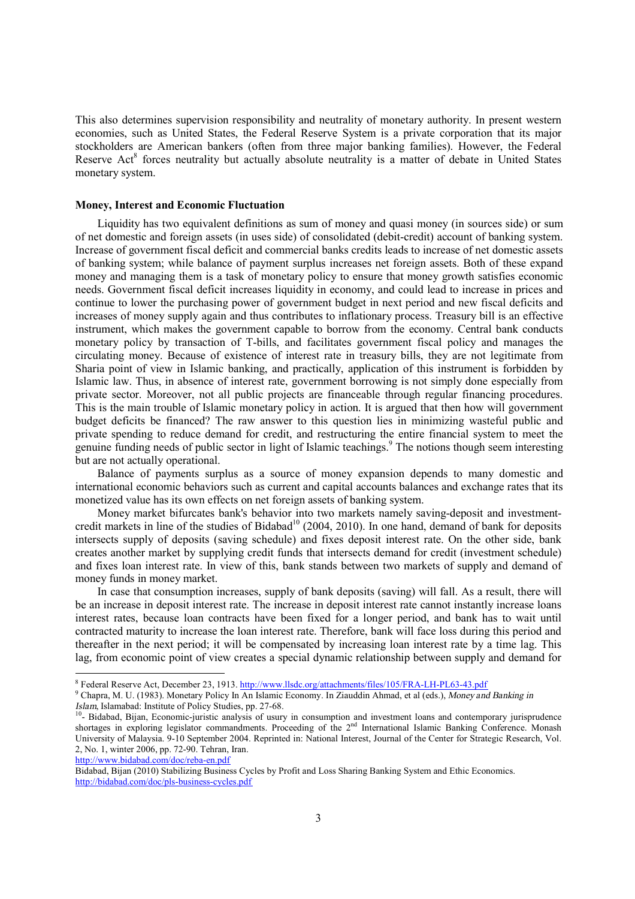This also determines supervision responsibility and neutrality of monetary authority. In present western economies, such as United States, the Federal Reserve System is a private corporation that its major stockholders are American bankers (often from three major banking families). However, the Federal Reserve Act[8] forces neutrality but actually absolute neutrality is a matter of debate in United States monetary system.

**Money, Interest and Economic Fluctuation**

Liquidity has two equivalent definitions as sum of money and quasi money (in sources side) or sum of net domestic and foreign assets (in uses side) of consolidated (debit-credit) account of banking system. Increase of government fiscal deficit and commercial banks credits leads to increase of net domestic assets of banking system; while balance of payment surplus increases net foreign assets. Both of these expand money and managing them is a task of monetary policy to ensure that money growth satisfies economic needs. Government fiscal deficit increases liquidity in economy, and could lead to increase in prices and continue to lower the purchasing power of government budget in next period and new fiscal deficits and increases of money supply again and thus contributes to inflationary process. Treasury bill is an effective instrument, which makes the government capable to borrow from the economy. Central bank conducts monetary policy by transaction of T-bills, and facilitates government fiscal policy and manages the circulating money. Because of existence of interest rate in treasury bills, they are not legitimate from Sharia point of view in Islamic banking, and practically, application of this instrument is forbidden by Islamic law. Thus, in absence of interest rate, government borrowing is not simply done especially from private sector. Moreover, not all public projects are financeable through regular financing procedures. This is the main trouble of Islamic monetary policy in action. It is argued that then how will government budget deficits be financed? The raw answer to this question lies in minimizing wasteful public and private spending to reduce demand for credit, and restructuring the entire financial system to meet the genuine funding needs of public sector in light of Islamic teachings.[9] The notions though seem interesting but are not actually operational.

Balance of payments surplus as a source of money expansion depends to many domestic and international economic behaviors such as current and capital accounts balances and exchange rates that its monetized value has its own effects on net foreign assets of banking system.

Money market bifurcates bank's behavior into two markets namely saving-deposit and investment-credit markets in line of the studies of Bidabad[10] (2004, 2010). In one hand, demand of bank for deposits intersects supply of deposits (saving schedule) and fixes deposit interest rate. On the other side, bank creates another market by supplying credit funds that intersects demand for credit (investment schedule) and fixes loan interest rate. In view of this, bank stands between two markets of supply and demand of money funds in money market.

In case that consumption increases, supply of bank deposits (saving) will fall. As a result, there will be an increase in deposit interest rate. The increase in deposit interest rate cannot instantly increase loans interest rates, because loan contracts have been fixed for a longer period, and bank has to wait until contracted maturity to increase the loan interest rate. Therefore, bank will face loss during this period and thereafter in the next period; it will be compensated by increasing loan interest rate by a time lag. This lag, from economic point of view creates a special dynamic relationship between supply and demand for

---

[8] Federal Reserve Act, December 23, 1913. http://www.llsdc.org/attachments/files/105/FRA-LH-PL63-43.pdf

[9] Chapra, M. U. (1983). Monetary Policy In An Islamic Economy. In Ziauddin Ahmad, et al (eds.), *Money and Banking in Islam*, Islamabad: Institute of Policy Studies, pp. 27-68.

[10]- Bidabad, Bijan, Economic-juristic analysis of usury in consumption and investment loans and contemporary jurisprudence shortages in exploring legislator commandments. Proceeding of the 2nd International Islamic Banking Conference. Monash University of Malaysia. 9-10 September 2004. Reprinted in: National Interest, Journal of the Center for Strategic Research, Vol. 2, No. 1, winter 2006, pp. 72-90. Tehran, Iran.
http://www.bidabad.com/doc/reba-en.pdf

Bidabad, Bijan (2010) Stabilizing Business Cycles by Profit and Loss Sharing Banking System and Ethic Economics.
http://bidabad.com/doc/pls-business-cycles.pdf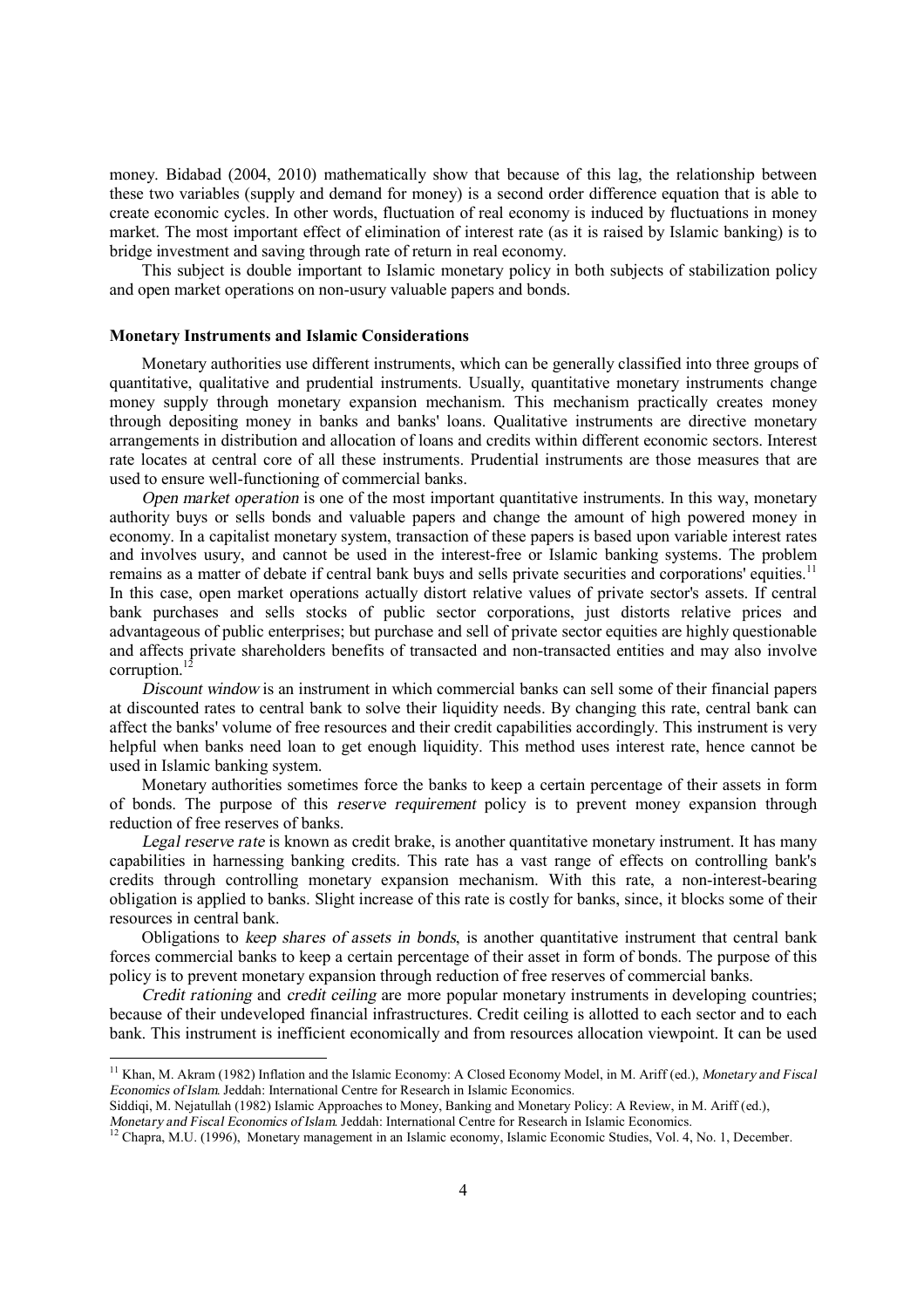money. Bidabad (2004, 2010) mathematically show that because of this lag, the relationship between these two variables (supply and demand for money) is a second order difference equation that is able to create economic cycles. In other words, fluctuation of real economy is induced by fluctuations in money market. The most important effect of elimination of interest rate (as it is raised by Islamic banking) is to bridge investment and saving through rate of return in real economy.

This subject is double important to Islamic monetary policy in both subjects of stabilization policy and open market operations on non-usury valuable papers and bonds.

**Monetary Instruments and Islamic Considerations**

Monetary authorities use different instruments, which can be generally classified into three groups of quantitative, qualitative and prudential instruments. Usually, quantitative monetary instruments change money supply through monetary expansion mechanism. This mechanism practically creates money through depositing money in banks and banks' loans. Qualitative instruments are directive monetary arrangements in distribution and allocation of loans and credits within different economic sectors. Interest rate locates at central core of all these instruments. Prudential instruments are those measures that are used to ensure well-functioning of commercial banks.

*Open market operation* is one of the most important quantitative instruments. In this way, monetary authority buys or sells bonds and valuable papers and change the amount of high powered money in economy. In a capitalist monetary system, transaction of these papers is based upon variable interest rates and involves usury, and cannot be used in the interest-free or Islamic banking systems. The problem remains as a matter of debate if central bank buys and sells private securities and corporations' equities.[11] In this case, open market operations actually distort relative values of private sector's assets. If central bank purchases and sells stocks of public sector corporations, just distorts relative prices and advantageous of public enterprises; but purchase and sell of private sector equities are highly questionable and affects private shareholders benefits of transacted and non-transacted entities and may also involve corruption.[12]

*Discount window* is an instrument in which commercial banks can sell some of their financial papers at discounted rates to central bank to solve their liquidity needs. By changing this rate, central bank can affect the banks' volume of free resources and their credit capabilities accordingly. This instrument is very helpful when banks need loan to get enough liquidity. This method uses interest rate, hence cannot be used in Islamic banking system.

Monetary authorities sometimes force the banks to keep a certain percentage of their assets in form of bonds. The purpose of this *reserve requirement* policy is to prevent money expansion through reduction of free reserves of banks.

*Legal reserve rate* is known as credit brake, is another quantitative monetary instrument. It has many capabilities in harnessing banking credits. This rate has a vast range of effects on controlling bank's credits through controlling monetary expansion mechanism. With this rate, a non-interest-bearing obligation is applied to banks. Slight increase of this rate is costly for banks, since, it blocks some of their resources in central bank.

Obligations to *keep shares of assets in bonds*, is another quantitative instrument that central bank forces commercial banks to keep a certain percentage of their asset in form of bonds. The purpose of this policy is to prevent monetary expansion through reduction of free reserves of commercial banks.

*Credit rationing* and *credit ceiling* are more popular monetary instruments in developing countries; because of their undeveloped financial infrastructures. Credit ceiling is allotted to each sector and to each bank. This instrument is inefficient economically and from resources allocation viewpoint. It can be used

---

[11] Khan, M. Akram (1982) Inflation and the Islamic Economy: A Closed Economy Model, in M. Ariff (ed.), *Monetary and Fiscal Economics of Islam*. Jeddah: International Centre for Research in Islamic Economics.
Siddiqi, M. Nejatullah (1982) Islamic Approaches to Money, Banking and Monetary Policy: A Review, in M. Ariff (ed.), *Monetary and Fiscal Economics of Islam*. Jeddah: International Centre for Research in Islamic Economics.

[12] Chapra, M.U. (1996), Monetary management in an Islamic economy, Islamic Economic Studies, Vol. 4, No. 1, December.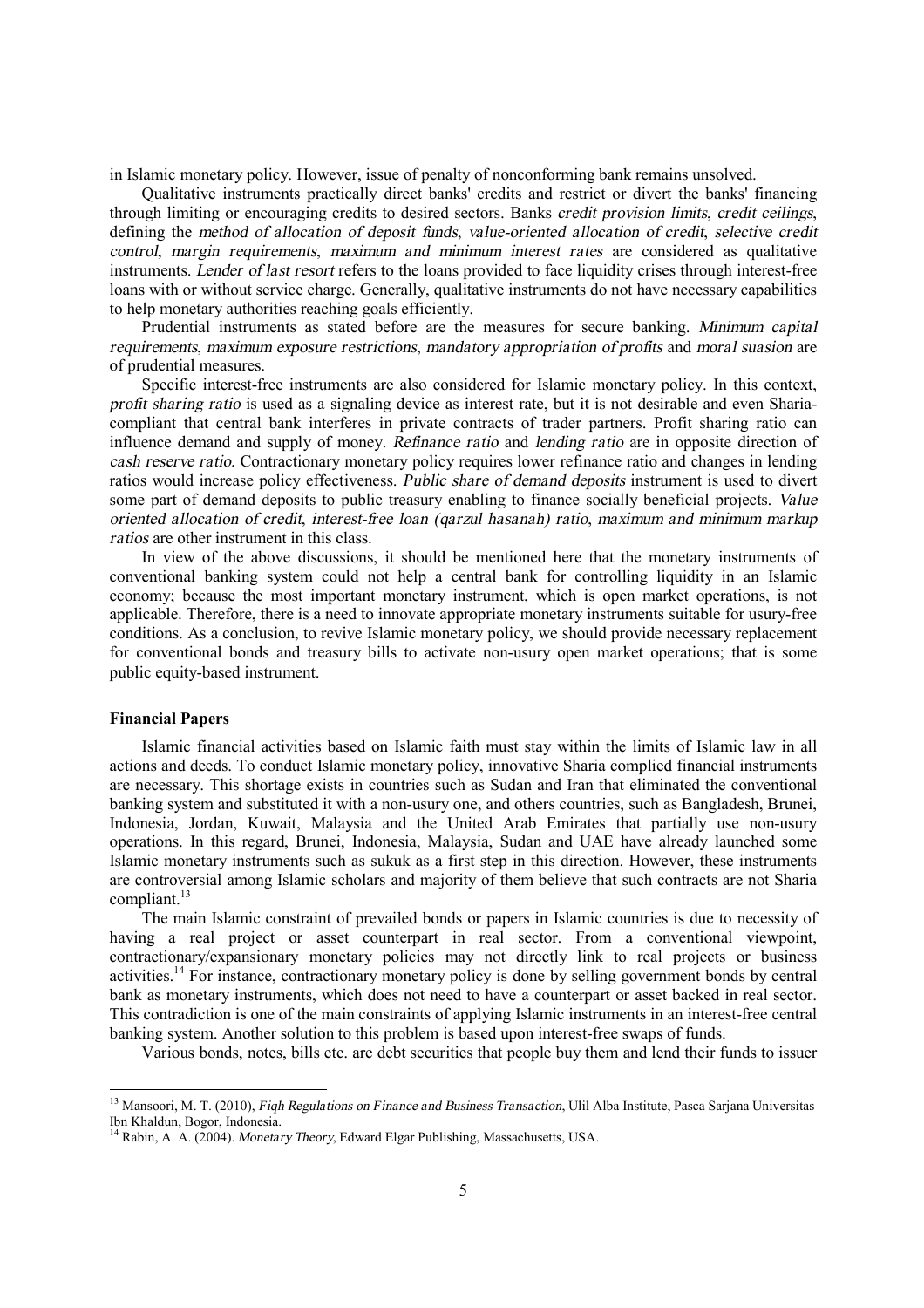in Islamic monetary policy. However, issue of penalty of nonconforming bank remains unsolved.

Qualitative instruments practically direct banks' credits and restrict or divert the banks' financing through limiting or encouraging credits to desired sectors. Banks *credit provision limits*, *credit ceilings*, defining the *method of allocation of deposit funds*, *value-oriented allocation of credit*, *selective credit control*, *margin requirements*, *maximum and minimum interest rates* are considered as qualitative instruments. *Lender of last resort* refers to the loans provided to face liquidity crises through interest-free loans with or without service charge. Generally, qualitative instruments do not have necessary capabilities to help monetary authorities reaching goals efficiently.

Prudential instruments as stated before are the measures for secure banking. *Minimum capital requirements*, *maximum exposure restrictions*, *mandatory appropriation of profits* and *moral suasion* are of prudential measures.

Specific interest-free instruments are also considered for Islamic monetary policy. In this context, *profit sharing ratio* is used as a signaling device as interest rate, but it is not desirable and even Sharia-compliant that central bank interferes in private contracts of trader partners. Profit sharing ratio can influence demand and supply of money. *Refinance ratio* and *lending ratio* are in opposite direction of *cash reserve ratio*. Contractionary monetary policy requires lower refinance ratio and changes in lending ratios would increase policy effectiveness. *Public share of demand deposits* instrument is used to divert some part of demand deposits to public treasury enabling to finance socially beneficial projects. *Value oriented allocation of credit*, *interest-free loan (qarzul hasanah) ratio*, *maximum and minimum markup ratios* are other instrument in this class.

In view of the above discussions, it should be mentioned here that the monetary instruments of conventional banking system could not help a central bank for controlling liquidity in an Islamic economy; because the most important monetary instrument, which is open market operations, is not applicable. Therefore, there is a need to innovate appropriate monetary instruments suitable for usury-free conditions. As a conclusion, to revive Islamic monetary policy, we should provide necessary replacement for conventional bonds and treasury bills to activate non-usury open market operations; that is some public equity-based instrument.

**Financial Papers**

Islamic financial activities based on Islamic faith must stay within the limits of Islamic law in all actions and deeds. To conduct Islamic monetary policy, innovative Sharia complied financial instruments are necessary. This shortage exists in countries such as Sudan and Iran that eliminated the conventional banking system and substituted it with a non-usury one, and others countries, such as Bangladesh, Brunei, Indonesia, Jordan, Kuwait, Malaysia and the United Arab Emirates that partially use non-usury operations. In this regard, Brunei, Indonesia, Malaysia, Sudan and UAE have already launched some Islamic monetary instruments such as sukuk as a first step in this direction. However, these instruments are controversial among Islamic scholars and majority of them believe that such contracts are not Sharia compliant.[13]

The main Islamic constraint of prevailed bonds or papers in Islamic countries is due to necessity of having a real project or asset counterpart in real sector. From a conventional viewpoint, contractionary/expansionary monetary policies may not directly link to real projects or business activities.[14] For instance, contractionary monetary policy is done by selling government bonds by central bank as monetary instruments, which does not need to have a counterpart or asset backed in real sector. This contradiction is one of the main constraints of applying Islamic instruments in an interest-free central banking system. Another solution to this problem is based upon interest-free swaps of funds.

Various bonds, notes, bills etc. are debt securities that people buy them and lend their funds to issuer

---

[13] Mansoori, M. T. (2010), *Fiqh Regulations on Finance and Business Transaction*, Ulil Alba Institute, Pasca Sarjana Universitas Ibn Khaldun, Bogor, Indonesia.

[14] Rabin, A. A. (2004). *Monetary Theory*, Edward Elgar Publishing, Massachusetts, USA.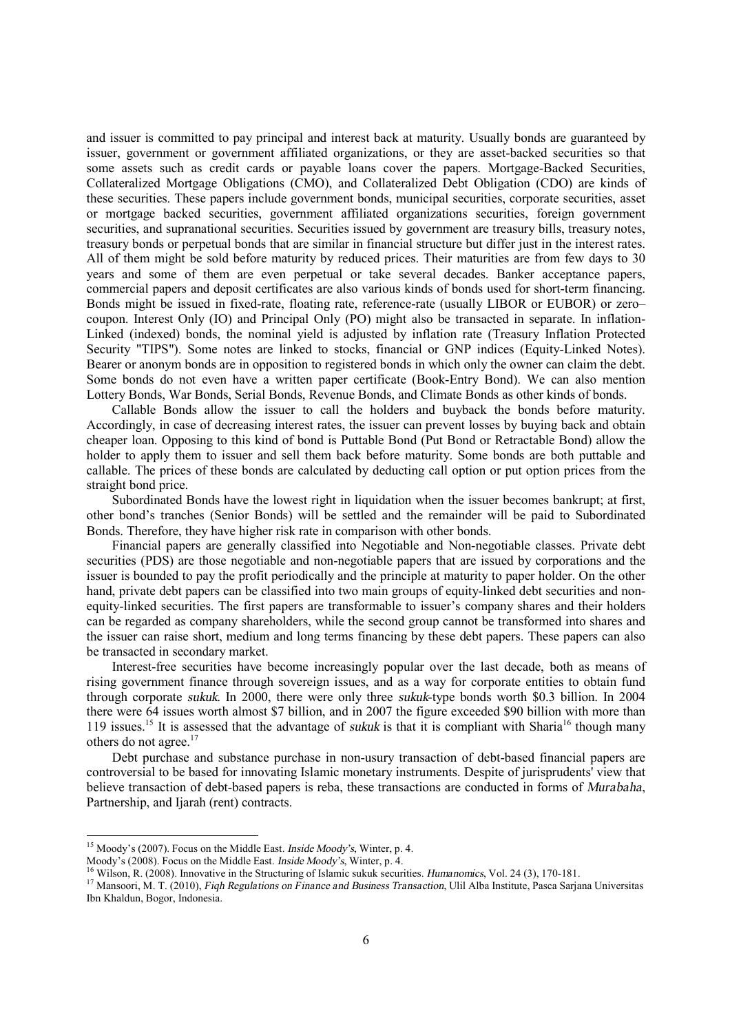and issuer is committed to pay principal and interest back at maturity. Usually bonds are guaranteed by issuer, government or government affiliated organizations, or they are asset-backed securities so that some assets such as credit cards or payable loans cover the papers. Mortgage-Backed Securities, Collateralized Mortgage Obligations (CMO), and Collateralized Debt Obligation (CDO) are kinds of these securities. These papers include government bonds, municipal securities, corporate securities, asset or mortgage backed securities, government affiliated organizations securities, foreign government securities, and supranational securities. Securities issued by government are treasury bills, treasury notes, treasury bonds or perpetual bonds that are similar in financial structure but differ just in the interest rates. All of them might be sold before maturity by reduced prices. Their maturities are from few days to 30 years and some of them are even perpetual or take several decades. Banker acceptance papers, commercial papers and deposit certificates are also various kinds of bonds used for short-term financing. Bonds might be issued in fixed-rate, floating rate, reference-rate (usually LIBOR or EUBOR) or zero–coupon. Interest Only (IO) and Principal Only (PO) might also be transacted in separate. In inflation-Linked (indexed) bonds, the nominal yield is adjusted by inflation rate (Treasury Inflation Protected Security "TIPS"). Some notes are linked to stocks, financial or GNP indices (Equity-Linked Notes). Bearer or anonym bonds are in opposition to registered bonds in which only the owner can claim the debt. Some bonds do not even have a written paper certificate (Book-Entry Bond). We can also mention Lottery Bonds, War Bonds, Serial Bonds, Revenue Bonds, and Climate Bonds as other kinds of bonds.

Callable Bonds allow the issuer to call the holders and buyback the bonds before maturity. Accordingly, in case of decreasing interest rates, the issuer can prevent losses by buying back and obtain cheaper loan. Opposing to this kind of bond is Puttable Bond (Put Bond or Retractable Bond) allow the holder to apply them to issuer and sell them back before maturity. Some bonds are both puttable and callable. The prices of these bonds are calculated by deducting call option or put option prices from the straight bond price.

Subordinated Bonds have the lowest right in liquidation when the issuer becomes bankrupt; at first, other bond's tranches (Senior Bonds) will be settled and the remainder will be paid to Subordinated Bonds. Therefore, they have higher risk rate in comparison with other bonds.

Financial papers are generally classified into Negotiable and Non-negotiable classes. Private debt securities (PDS) are those negotiable and non-negotiable papers that are issued by corporations and the issuer is bounded to pay the profit periodically and the principle at maturity to paper holder. On the other hand, private debt papers can be classified into two main groups of equity-linked debt securities and non-equity-linked securities. The first papers are transformable to issuer's company shares and their holders can be regarded as company shareholders, while the second group cannot be transformed into shares and the issuer can raise short, medium and long terms financing by these debt papers. These papers can also be transacted in secondary market.

Interest-free securities have become increasingly popular over the last decade, both as means of rising government finance through sovereign issues, and as a way for corporate entities to obtain fund through corporate *sukuk*. In 2000, there were only three *sukuk*-type bonds worth \$0.3 billion. In 2004 there were 64 issues worth almost \$7 billion, and in 2007 the figure exceeded \$90 billion with more than 119 issues.[15] It is assessed that the advantage of *sukuk* is that it is compliant with Sharia[16] though many others do not agree.[17]

Debt purchase and substance purchase in non-usury transaction of debt-based financial papers are controversial to be based for innovating Islamic monetary instruments. Despite of jurisprudents' view that believe transaction of debt-based papers is reba, these transactions are conducted in forms of *Murabaha*, Partnership, and Ijarah (rent) contracts.

---

[15] Moody's (2007). Focus on the Middle East. *Inside Moody's*, Winter, p. 4.
Moody's (2008). Focus on the Middle East. *Inside Moody's*, Winter, p. 4.

[16] Wilson, R. (2008). Innovative in the Structuring of Islamic sukuk securities. *Humanomics*, Vol. 24 (3), 170-181.

[17] Mansoori, M. T. (2010), *Fiqh Regulations on Finance and Business Transaction*, Ulil Alba Institute, Pasca Sarjana Universitas Ibn Khaldun, Bogor, Indonesia.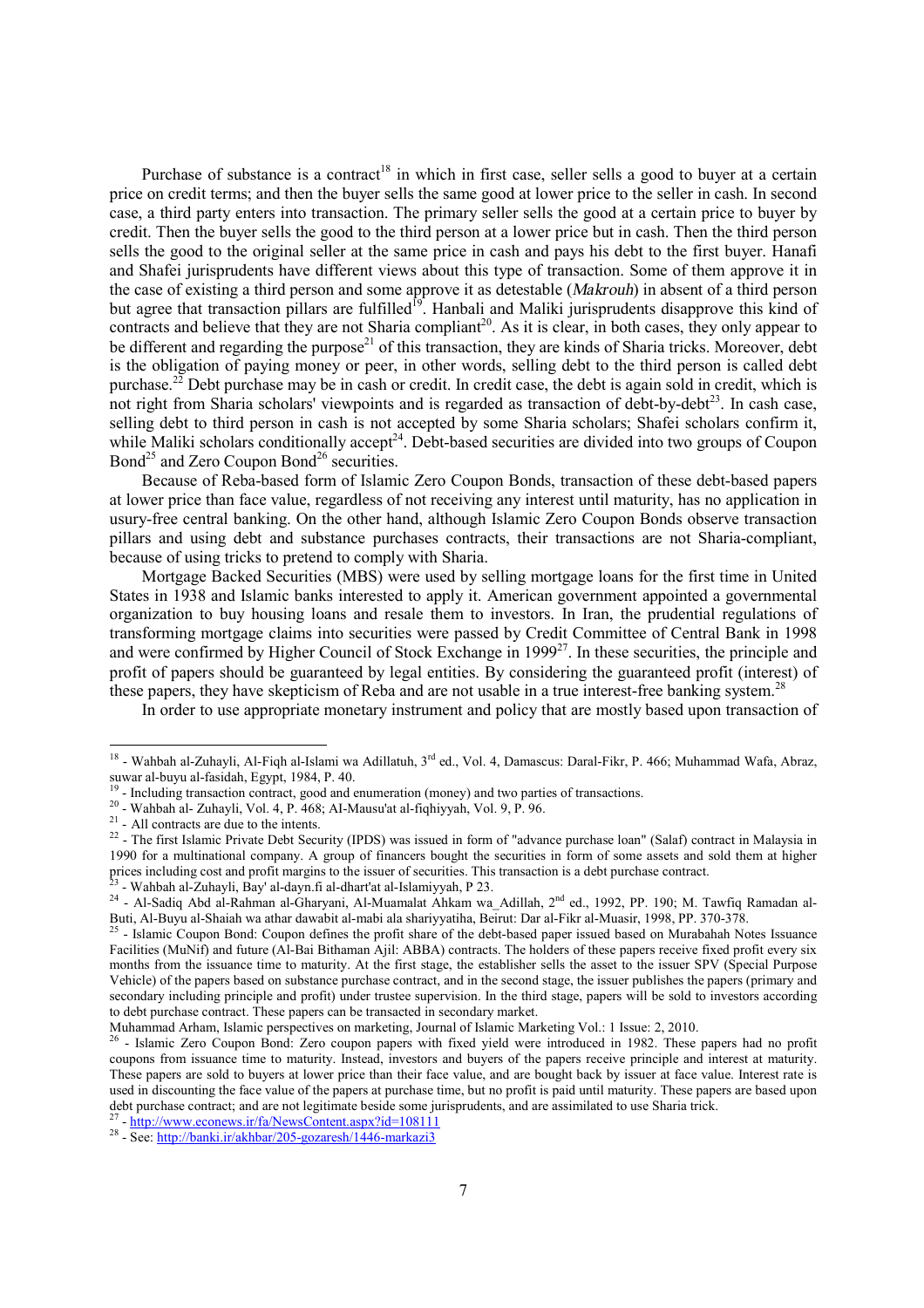Purchase of substance is a contract[18] in which in first case, seller sells a good to buyer at a certain price on credit terms; and then the buyer sells the same good at lower price to the seller in cash. In second case, a third party enters into transaction. The primary seller sells the good at a certain price to buyer by credit. Then the buyer sells the good to the third person at a lower price but in cash. Then the third person sells the good to the original seller at the same price in cash and pays his debt to the first buyer. Hanafi and Shafei jurisprudents have different views about this type of transaction. Some of them approve it in the case of existing a third person and some approve it as detestable (*Makrouh*) in absent of a third person but agree that transaction pillars are fulfilled[19]. Hanbali and Maliki jurisprudents disapprove this kind of contracts and believe that they are not Sharia compliant[20]. As it is clear, in both cases, they only appear to be different and regarding the purpose[21] of this transaction, they are kinds of Sharia tricks. Moreover, debt is the obligation of paying money or peer, in other words, selling debt to the third person is called debt purchase.[22] Debt purchase may be in cash or credit. In credit case, the debt is again sold in credit, which is not right from Sharia scholars' viewpoints and is regarded as transaction of debt-by-debt[23]. In cash case, selling debt to third person in cash is not accepted by some Sharia scholars; Shafei scholars confirm it, while Maliki scholars conditionally accept[24]. Debt-based securities are divided into two groups of Coupon Bond[25] and Zero Coupon Bond[26] securities.

Because of Reba-based form of Islamic Zero Coupon Bonds, transaction of these debt-based papers at lower price than face value, regardless of not receiving any interest until maturity, has no application in usury-free central banking. On the other hand, although Islamic Zero Coupon Bonds observe transaction pillars and using debt and substance purchases contracts, their transactions are not Sharia-compliant, because of using tricks to pretend to comply with Sharia.

Mortgage Backed Securities (MBS) were used by selling mortgage loans for the first time in United States in 1938 and Islamic banks interested to apply it. American government appointed a governmental organization to buy housing loans and resale them to investors. In Iran, the prudential regulations of transforming mortgage claims into securities were passed by Credit Committee of Central Bank in 1998 and were confirmed by Higher Council of Stock Exchange in 1999[27]. In these securities, the principle and profit of papers should be guaranteed by legal entities. By considering the guaranteed profit (interest) of these papers, they have skepticism of Reba and are not usable in a true interest-free banking system.[28]

In order to use appropriate monetary instrument and policy that are mostly based upon transaction of

---

[18] - Wahbah al-Zuhayli, Al-Fiqh al-Islami wa Adillatuh, 3rd ed., Vol. 4, Damascus: Daral-Fikr, P. 466; Muhammad Wafa, Abraz, suwar al-buyu al-fasidah, Egypt, 1984, P. 40.

[19] - Including transaction contract, good and enumeration (money) and two parties of transactions.

[20] - Wahbah al- Zuhayli, Vol. 4, P. 468; Al-Mausu'at al-fiqhiyyah, Vol. 9, P. 96.

[21] - All contracts are due to the intents.

[22] - The first Islamic Private Debt Security (IPDS) was issued in form of "advance purchase loan" (Salaf) contract in Malaysia in 1990 for a multinational company. A group of financers bought the securities in form of some assets and sold them at higher prices including cost and profit margins to the issuer of securities. This transaction is a debt purchase contract.

[23] - Wahbah al-Zuhayli, Bay' al-dayn.fi al-dhart'at al-Islamiyyah, P 23.

[24] - Al-Sadiq Abd al-Rahman al-Gharyani, Al-Muamalat Ahkam wa_Adillah, 2nd ed., 1992, PP. 190; M. Tawfiq Ramadan al-Buti, Al-Buyu al-Shaiah wa athar dawabit al-mabi ala shariyyatiha, Beirut: Dar al-Fikr al-Muasir, 1998, PP. 370-378.

[25] - Islamic Coupon Bond: Coupon defines the profit share of the debt-based paper issued based on Murabahah Notes Issuance Facilities (MuNif) and future (Al-Bai Bithaman Ajil: ABBA) contracts. The holders of these papers receive fixed profit every six months from the issuance time to maturity. At the first stage, the establisher sells the asset to the issuer SPV (Special Purpose Vehicle) of the papers based on substance purchase contract, and in the second stage, the issuer publishes the papers (primary and secondary including principle and profit) under trustee supervision. In the third stage, papers will be sold to investors according to debt purchase contract. These papers can be transacted in secondary market.
Muhammad Arham, Islamic perspectives on marketing, Journal of Islamic Marketing Vol.: 1 Issue: 2, 2010.

[26] - Islamic Zero Coupon Bond: Zero coupon papers with fixed yield were introduced in 1982. These papers had no profit coupons from issuance time to maturity. Instead, investors and buyers of the papers receive principle and interest at maturity. These papers are sold to buyers at lower price than their face value, and are bought back by issuer at face value. Interest rate is used in discounting the face value of the papers at purchase time, but no profit is paid until maturity. These papers are based upon debt purchase contract; and are not legitimate beside some jurisprudents, and are assimilated to use Sharia trick.

[27] - http://www.econews.ir/fa/NewsContent.aspx?id=108111

[28] - See: http://banki.ir/akhbar/205-gozaresh/1446-markazi3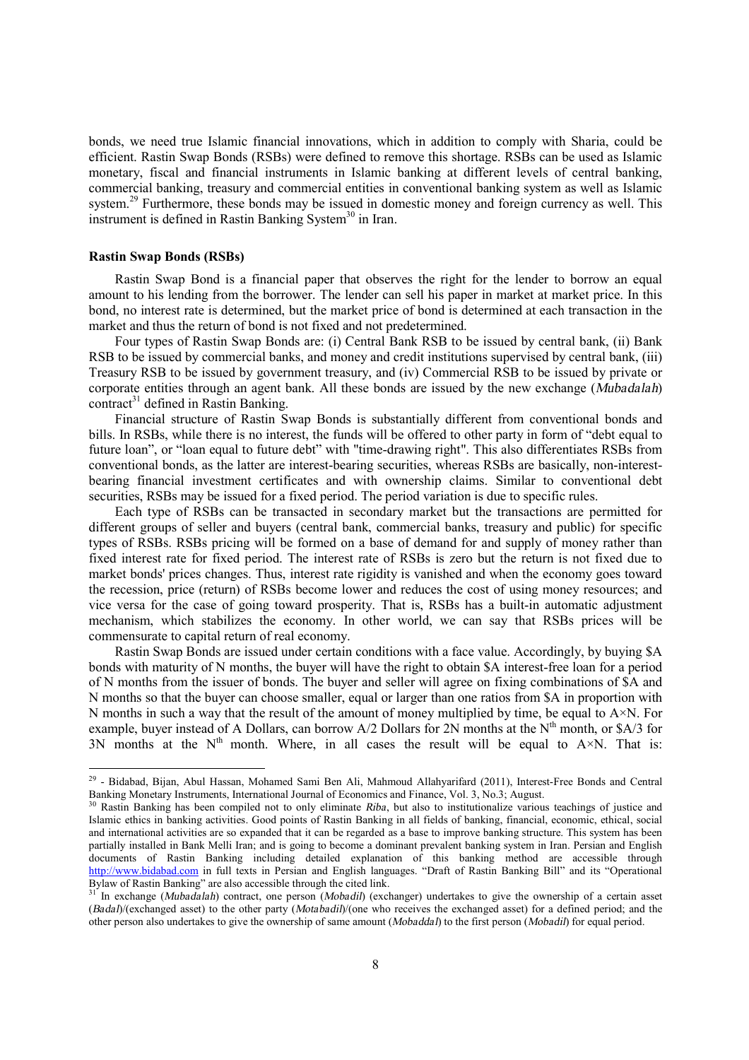bonds, we need true Islamic financial innovations, which in addition to comply with Sharia, could be efficient. Rastin Swap Bonds (RSBs) were defined to remove this shortage. RSBs can be used as Islamic monetary, fiscal and financial instruments in Islamic banking at different levels of central banking, commercial banking, treasury and commercial entities in conventional banking system as well as Islamic system.[29] Furthermore, these bonds may be issued in domestic money and foreign currency as well. This instrument is defined in Rastin Banking System[30] in Iran.

**Rastin Swap Bonds (RSBs)**

Rastin Swap Bond is a financial paper that observes the right for the lender to borrow an equal amount to his lending from the borrower. The lender can sell his paper in market at market price. In this bond, no interest rate is determined, but the market price of bond is determined at each transaction in the market and thus the return of bond is not fixed and not predetermined.

Four types of Rastin Swap Bonds are: (i) Central Bank RSB to be issued by central bank, (ii) Bank RSB to be issued by commercial banks, and money and credit institutions supervised by central bank, (iii) Treasury RSB to be issued by government treasury, and (iv) Commercial RSB to be issued by private or corporate entities through an agent bank. All these bonds are issued by the new exchange (*Mubadalah*) contract[31] defined in Rastin Banking.

Financial structure of Rastin Swap Bonds is substantially different from conventional bonds and bills. In RSBs, while there is no interest, the funds will be offered to other party in form of "debt equal to future loan", or "loan equal to future debt" with "time-drawing right". This also differentiates RSBs from conventional bonds, as the latter are interest-bearing securities, whereas RSBs are basically, non-interest-bearing financial investment certificates and with ownership claims. Similar to conventional debt securities, RSBs may be issued for a fixed period. The period variation is due to specific rules.

Each type of RSBs can be transacted in secondary market but the transactions are permitted for different groups of seller and buyers (central bank, commercial banks, treasury and public) for specific types of RSBs. RSBs pricing will be formed on a base of demand for and supply of money rather than fixed interest rate for fixed period. The interest rate of RSBs is zero but the return is not fixed due to market bonds' prices changes. Thus, interest rate rigidity is vanished and when the economy goes toward the recession, price (return) of RSBs become lower and reduces the cost of using money resources; and vice versa for the case of going toward prosperity. That is, RSBs has a built-in automatic adjustment mechanism, which stabilizes the economy. In other world, we can say that RSBs prices will be commensurate to capital return of real economy.

Rastin Swap Bonds are issued under certain conditions with a face value. Accordingly, by buying \$A bonds with maturity of N months, the buyer will have the right to obtain \$A interest-free loan for a period of N months from the issuer of bonds. The buyer and seller will agree on fixing combinations of \$A and N months so that the buyer can choose smaller, equal or larger than one ratios from \$A in proportion with N months in such a way that the result of the amount of money multiplied by time, be equal to $A \times N$. For example, buyer instead of A Dollars, can borrow $A/2$ Dollars for 2N months at the $N^{th}$ month, or \$A/3 for 3N months at the $N^{th}$ month. Where, in all cases the result will be equal to $A \times N$. That is:

---

[29] - Bidabad, Bijan, Abul Hassan, Mohamed Sami Ben Ali, Mahmoud Allahyarifard (2011), Interest-Free Bonds and Central Banking Monetary Instruments, International Journal of Economics and Finance, Vol. 3, No.3; August.

[30] Rastin Banking has been compiled not to only eliminate *Riba*, but also to institutionalize various teachings of justice and Islamic ethics in banking activities. Good points of Rastin Banking in all fields of banking, financial, economic, ethical, social and international activities are so expanded that it can be regarded as a base to improve banking structure. This system has been partially installed in Bank Melli Iran; and is going to become a dominant prevalent banking system in Iran. Persian and English documents of Rastin Banking including detailed explanation of this banking method are accessible through http://www.bidabad.com in full texts in Persian and English languages. "Draft of Rastin Banking Bill" and its "Operational Bylaw of Rastin Banking" are also accessible through the cited link.

[31] In exchange (*Mubadalah*) contract, one person (*Mobadil*) (exchanger) undertakes to give the ownership of a certain asset (*Badal*)/(exchanged asset) to the other party (*Motabadil*)/(one who receives the exchanged asset) for a defined period; and the other person also undertakes to give the ownership of same amount (*Mobaddal*) to the first person (*Mobadil*) for equal period.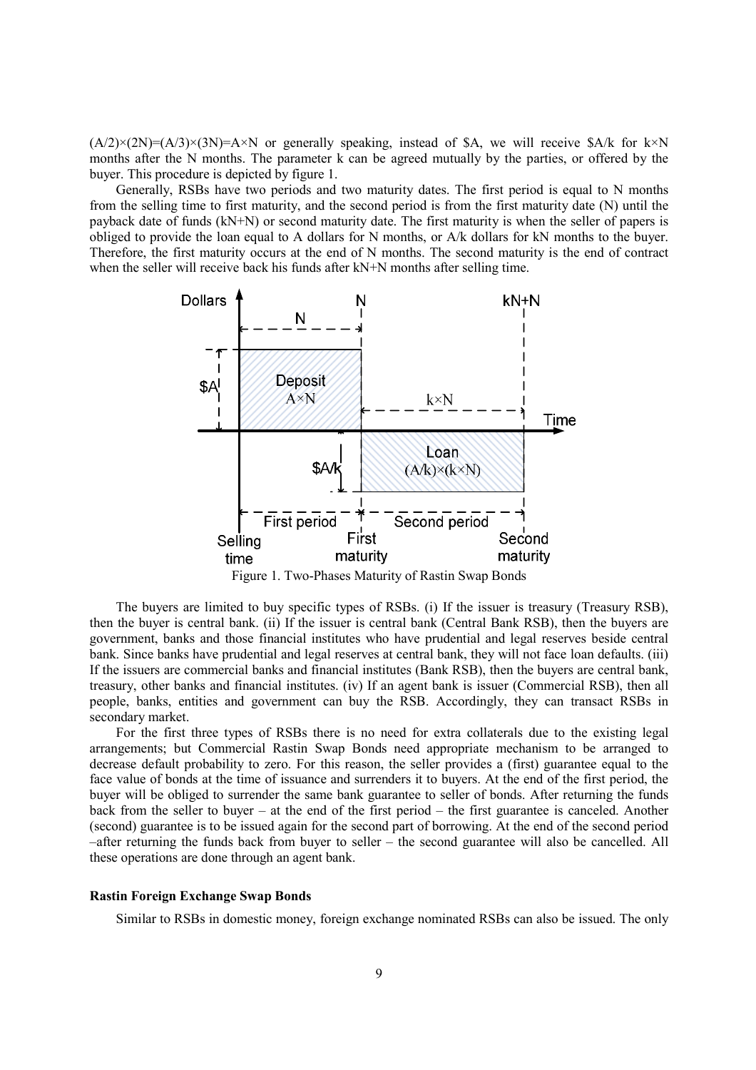$(A/2)\times(2N)=(A/3)\times(3N)=A\times N$ or generally speaking, instead of \$A, we will receive \$A/k for $k\times N$ months after the N months. The parameter k can be agreed mutually by the parties, or offered by the buyer. This procedure is depicted by figure 1.

Generally, RSBs have two periods and two maturity dates. The first period is equal to N months from the selling time to first maturity, and the second period is from the first maturity date (N) until the payback date of funds (kN+N) or second maturity date. The first maturity is when the seller of papers is obliged to provide the loan equal to A dollars for N months, or A/k dollars for kN months to the buyer. Therefore, the first maturity occurs at the end of N months. The second maturity is the end of contract when the seller will receive back his funds after kN+N months after selling time.

Figure 1. Two-Phases Maturity of Rastin Swap Bonds

The buyers are limited to buy specific types of RSBs. (i) If the issuer is treasury (Treasury RSB), then the buyer is central bank. (ii) If the issuer is central bank (Central Bank RSB), then the buyers are government, banks and those financial institutes who have prudential and legal reserves beside central bank. Since banks have prudential and legal reserves at central bank, they will not face loan defaults. (iii) If the issuers are commercial banks and financial institutes (Bank RSB), then the buyers are central bank, treasury, other banks and financial institutes. (iv) If an agent bank is issuer (Commercial RSB), then all people, banks, entities and government can buy the RSB. Accordingly, they can transact RSBs in secondary market.

For the first three types of RSBs there is no need for extra collaterals due to the existing legal arrangements; but Commercial Rastin Swap Bonds need appropriate mechanism to be arranged to decrease default probability to zero. For this reason, the seller provides a (first) guarantee equal to the face value of bonds at the time of issuance and surrenders it to buyers. At the end of the first period, the buyer will be obliged to surrender the same bank guarantee to seller of bonds. After returning the funds back from the seller to buyer – at the end of the first period – the first guarantee is canceled. Another (second) guarantee is to be issued again for the second part of borrowing. At the end of the second period –after returning the funds back from buyer to seller – the second guarantee will also be cancelled. All these operations are done through an agent bank.

**Rastin Foreign Exchange Swap Bonds**

Similar to RSBs in domestic money, foreign exchange nominated RSBs can also be issued. The only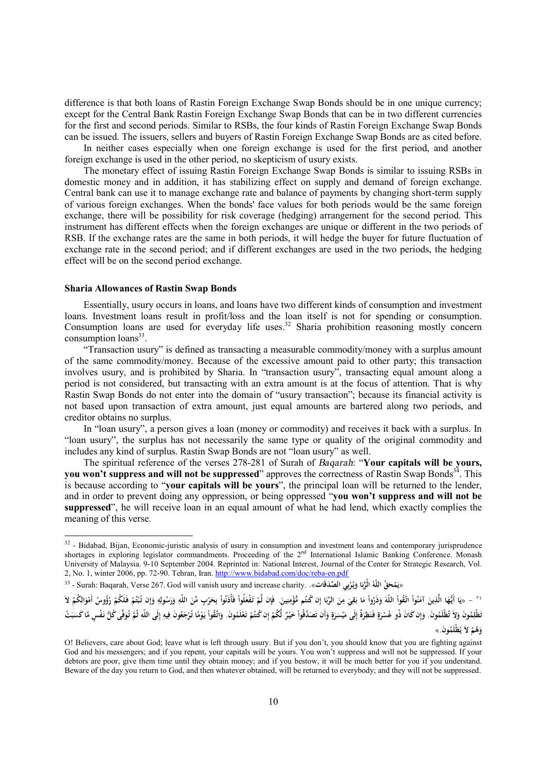difference is that both loans of Rastin Foreign Exchange Swap Bonds should be in one unique currency; except for the Central Bank Rastin Foreign Exchange Swap Bonds that can be in two different currencies for the first and second periods. Similar to RSBs, the four kinds of Rastin Foreign Exchange Swap Bonds can be issued. The issuers, sellers and buyers of Rastin Foreign Exchange Swap Bonds are as cited before.

In neither cases especially when one foreign exchange is used for the first period, and another foreign exchange is used in the other period, no skepticism of usury exists.

The monetary effect of issuing Rastin Foreign Exchange Swap Bonds is similar to issuing RSBs in domestic money and in addition, it has stabilizing effect on supply and demand of foreign exchange. Central bank can use it to manage exchange rate and balance of payments by changing short-term supply of various foreign exchanges. When the bonds' face values for both periods would be the same foreign exchange, there will be possibility for risk coverage (hedging) arrangement for the second period. This instrument has different effects when the foreign exchanges are unique or different in the two periods of RSB. If the exchange rates are the same in both periods, it will hedge the buyer for future fluctuation of exchange rate in the second period; and if different exchanges are used in the two periods, the hedging effect will be on the second period exchange.

### Sharia Allowances of Rastin Swap Bonds

Essentially, usury occurs in loans, and loans have two different kinds of consumption and investment loans. Investment loans result in profit/loss and the loan itself is not for spending or consumption. Consumption loans are used for everyday life uses.[32] Sharia prohibition reasoning mostly concern consumption loans[33].

"Transaction usury" is defined as transacting a measurable commodity/money with a surplus amount of the same commodity/money. Because of the excessive amount paid to other party; this transaction involves usury, and is prohibited by Sharia. In "transaction usury", transacting equal amount along a period is not considered, but transacting with an extra amount is at the focus of attention. That is why Rastin Swap Bonds do not enter into the domain of "usury transaction"; because its financial activity is not based upon transaction of extra amount, just equal amounts are bartered along two periods, and creditor obtains no surplus.

In "loan usury", a person gives a loan (money or commodity) and receives it back with a surplus. In "loan usury", the surplus has not necessarily the same type or quality of the original commodity and includes any kind of surplus. Rastin Swap Bonds are not "loan usury" as well.

The spiritual reference of the verses 278-281 of Surah of *Baqarah*: "**Your capitals will be yours, you won't suppress and will not be suppressed**" approves the correctness of Rastin Swap Bonds[34]. This is because according to "**your capitals will be yours**", the principal loan will be returned to the lender, and in order to prevent doing any oppression, or being oppressed "**you won't suppress and will not be suppressed**", he will receive loan in an equal amount of what he had lend, which exactly complies the meaning of this verse.

---

[32] - Bidabad, Bijan, Economic-juristic analysis of usury in consumption and investment loans and contemporary jurisprudence shortages in exploring legislator commandments. Proceeding of the 2nd International Islamic Banking Conference. Monash University of Malaysia. 9-10 September 2004. Reprinted in: National Interest, Journal of the Center for Strategic Research, Vol. 2, No. 1, winter 2006, pp. 72-90. Tehran, Iran. http://www.bidabad.com/doc/reba-en.pdf

[33] - Surah: Baqarah, Verse 267. God will vanish usury and increase charity. .«يَمْحَقُ اللّهُ الْرِّبَا وَيُرْبِي الصَّدَقَاتِ»

[34] – «يَا أَيُّهَا الَّذِينَ آمَنُواْ اتَّقُواْ اللّهَ وَذَرُواْ مَا بَقِيَ مِنَ الرِّبَا إِن كُنتُم مُّؤْمِنِينَ. فَإِن لَّمْ تَفْعَلُواْ فَأْذَنُواْ بِحَرْبٍ مِّنَ اللّهِ وَرَسُولِهِ وَإِن تُبْتُمْ فَلَكُمْ رُؤُوسُ أَمْوَالِكُمْ لاَ تَظْلِمُونَ وَلاَ تُظْلَمُونَ. وَإِن كَانَ ذُو عُسْرَةٍ فَنَظِرَةٌ إِلَى مَيْسَرَةٍ وَأَن تَصَدَّقُواْ خَيْرٌ لَّكُمْ إِن كُنتُمْ تَعْلَمُونَ. وَاتَّقُواْ يَوْمًا تُرْجَعُونَ فِيهِ إِلَى اللّهِ ثُمَّ تُوَفَّى كُلُّ نَفْسٍ مَّا كَسَبَتْ وَهُمْ لاَ يُظْلَمُونَ.»

O! Believers, care about God; leave what is left through usury. But if you don't, you should know that you are fighting against God and his messengers; and if you repent, your capitals will be yours. You won't suppress and will not be suppressed. If your debtors are poor, give them time until they obtain money; and if you bestow, it will be much better for you if you understand. Beware of the day you return to God, and then whatever obtained, will be returned to everybody; and they will not be suppressed.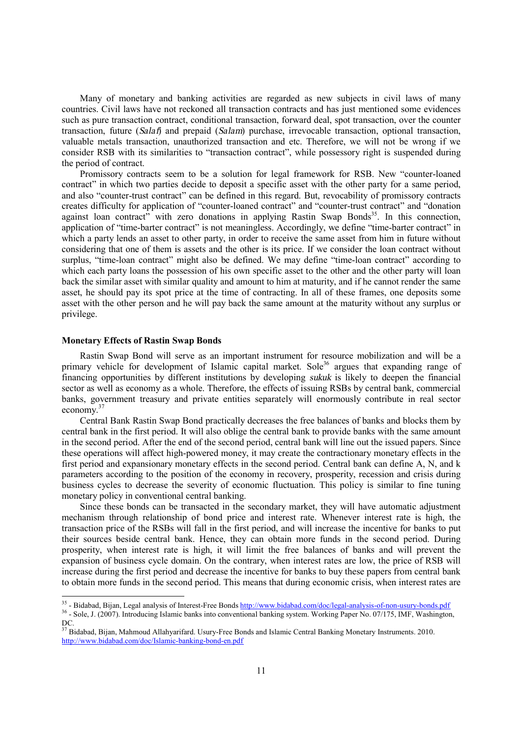Many of monetary and banking activities are regarded as new subjects in civil laws of many countries. Civil laws have not reckoned all transaction contracts and has just mentioned some evidences such as pure transaction contract, conditional transaction, forward deal, spot transaction, over the counter transaction, future (*Salaf*) and prepaid (*Salam*) purchase, irrevocable transaction, optional transaction, valuable metals transaction, unauthorized transaction and etc. Therefore, we will not be wrong if we consider RSB with its similarities to "transaction contract", while possessory right is suspended during the period of contract.

Promissory contracts seem to be a solution for legal framework for RSB. New "counter-loaned contract" in which two parties decide to deposit a specific asset with the other party for a same period, and also "counter-trust contract" can be defined in this regard. But, revocability of promissory contracts creates difficulty for application of "counter-loaned contract" and "counter-trust contract" and "donation against loan contract" with zero donations in applying Rastin Swap Bonds[35]. In this connection, application of "time-barter contract" is not meaningless. Accordingly, we define "time-barter contract" in which a party lends an asset to other party, in order to receive the same asset from him in future without considering that one of them is assets and the other is its price. If we consider the loan contract without surplus, "time-loan contract" might also be defined. We may define "time-loan contract" according to which each party loans the possession of his own specific asset to the other and the other party will loan back the similar asset with similar quality and amount to him at maturity, and if he cannot render the same asset, he should pay its spot price at the time of contracting. In all of these frames, one deposits some asset with the other person and he will pay back the same amount at the maturity without any surplus or privilege.

**Monetary Effects of Rastin Swap Bonds**

Rastin Swap Bond will serve as an important instrument for resource mobilization and will be a primary vehicle for development of Islamic capital market. Sole[36] argues that expanding range of financing opportunities by different institutions by developing *sukuk* is likely to deepen the financial sector as well as economy as a whole. Therefore, the effects of issuing RSBs by central bank, commercial banks, government treasury and private entities separately will enormously contribute in real sector economy.[37]

Central Bank Rastin Swap Bond practically decreases the free balances of banks and blocks them by central bank in the first period. It will also oblige the central bank to provide banks with the same amount in the second period. After the end of the second period, central bank will line out the issued papers. Since these operations will affect high-powered money, it may create the contractionary monetary effects in the first period and expansionary monetary effects in the second period. Central bank can define A, N, and k parameters according to the position of the economy in recovery, prosperity, recession and crisis during business cycles to decrease the severity of economic fluctuation. This policy is similar to fine tuning monetary policy in conventional central banking.

Since these bonds can be transacted in the secondary market, they will have automatic adjustment mechanism through relationship of bond price and interest rate. Whenever interest rate is high, the transaction price of the RSBs will fall in the first period, and will increase the incentive for banks to put their sources beside central bank. Hence, they can obtain more funds in the second period. During prosperity, when interest rate is high, it will limit the free balances of banks and will prevent the expansion of business cycle domain. On the contrary, when interest rates are low, the price of RSB will increase during the first period and decrease the incentive for banks to buy these papers from central bank to obtain more funds in the second period. This means that during economic crisis, when interest rates are

---

[35] - Bidabad, Bijan, Legal analysis of Interest-Free Bonds http://www.bidabad.com/doc/legal-analysis-of-non-usury-bonds.pdf

[36] - Sole, J. (2007). Introducing Islamic banks into conventional banking system. Working Paper No. 07/175, IMF, Washington, DC.

[37] Bidabad, Bijan, Mahmoud Allahyarifard. Usury-Free Bonds and Islamic Central Banking Monetary Instruments. 2010. http://www.bidabad.com/doc/Islamic-banking-bond-en.pdf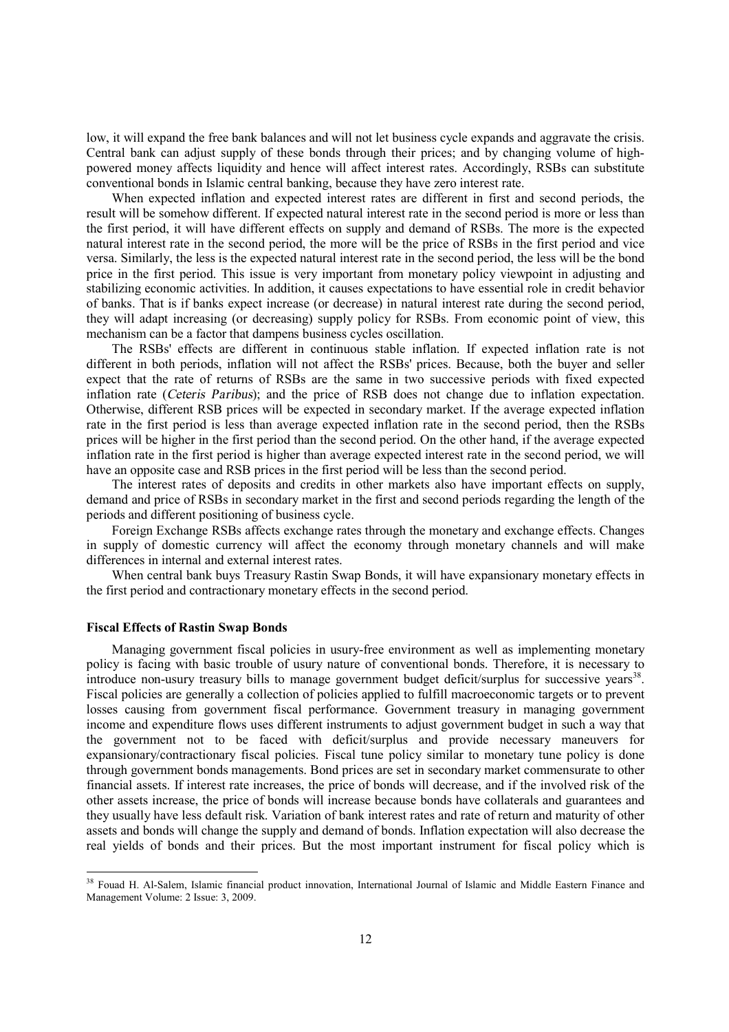low, it will expand the free bank balances and will not let business cycle expands and aggravate the crisis. Central bank can adjust supply of these bonds through their prices; and by changing volume of high-powered money affects liquidity and hence will affect interest rates. Accordingly, RSBs can substitute conventional bonds in Islamic central banking, because they have zero interest rate.

When expected inflation and expected interest rates are different in first and second periods, the result will be somehow different. If expected natural interest rate in the second period is more or less than the first period, it will have different effects on supply and demand of RSBs. The more is the expected natural interest rate in the second period, the more will be the price of RSBs in the first period and vice versa. Similarly, the less is the expected natural interest rate in the second period, the less will be the bond price in the first period. This issue is very important from monetary policy viewpoint in adjusting and stabilizing economic activities. In addition, it causes expectations to have essential role in credit behavior of banks. That is if banks expect increase (or decrease) in natural interest rate during the second period, they will adapt increasing (or decreasing) supply policy for RSBs. From economic point of view, this mechanism can be a factor that dampens business cycles oscillation.

The RSBs' effects are different in continuous stable inflation. If expected inflation rate is not different in both periods, inflation will not affect the RSBs' prices. Because, both the buyer and seller expect that the rate of returns of RSBs are the same in two successive periods with fixed expected inflation rate (*Ceteris Paribus*); and the price of RSB does not change due to inflation expectation. Otherwise, different RSB prices will be expected in secondary market. If the average expected inflation rate in the first period is less than average expected inflation rate in the second period, then the RSBs prices will be higher in the first period than the second period. On the other hand, if the average expected inflation rate in the first period is higher than average expected interest rate in the second period, we will have an opposite case and RSB prices in the first period will be less than the second period.

The interest rates of deposits and credits in other markets also have important effects on supply, demand and price of RSBs in secondary market in the first and second periods regarding the length of the periods and different positioning of business cycle.

Foreign Exchange RSBs affects exchange rates through the monetary and exchange effects. Changes in supply of domestic currency will affect the economy through monetary channels and will make differences in internal and external interest rates.

When central bank buys Treasury Rastin Swap Bonds, it will have expansionary monetary effects in the first period and contractionary monetary effects in the second period.

**Fiscal Effects of Rastin Swap Bonds**

Managing government fiscal policies in usury-free environment as well as implementing monetary policy is facing with basic trouble of usury nature of conventional bonds. Therefore, it is necessary to introduce non-usury treasury bills to manage government budget deficit/surplus for successive years[38]. Fiscal policies are generally a collection of policies applied to fulfill macroeconomic targets or to prevent losses causing from government fiscal performance. Government treasury in managing government income and expenditure flows uses different instruments to adjust government budget in such a way that the government not to be faced with deficit/surplus and provide necessary maneuvers for expansionary/contractionary fiscal policies. Fiscal tune policy similar to monetary tune policy is done through government bonds managements. Bond prices are set in secondary market commensurate to other financial assets. If interest rate increases, the price of bonds will decrease, and if the involved risk of the other assets increase, the price of bonds will increase because bonds have collaterals and guarantees and they usually have less default risk. Variation of bank interest rates and rate of return and maturity of other assets and bonds will change the supply and demand of bonds. Inflation expectation will also decrease the real yields of bonds and their prices. But the most important instrument for fiscal policy which is

[38] Fouad H. Al-Salem, Islamic financial product innovation, International Journal of Islamic and Middle Eastern Finance and Management Volume: 2 Issue: 3, 2009.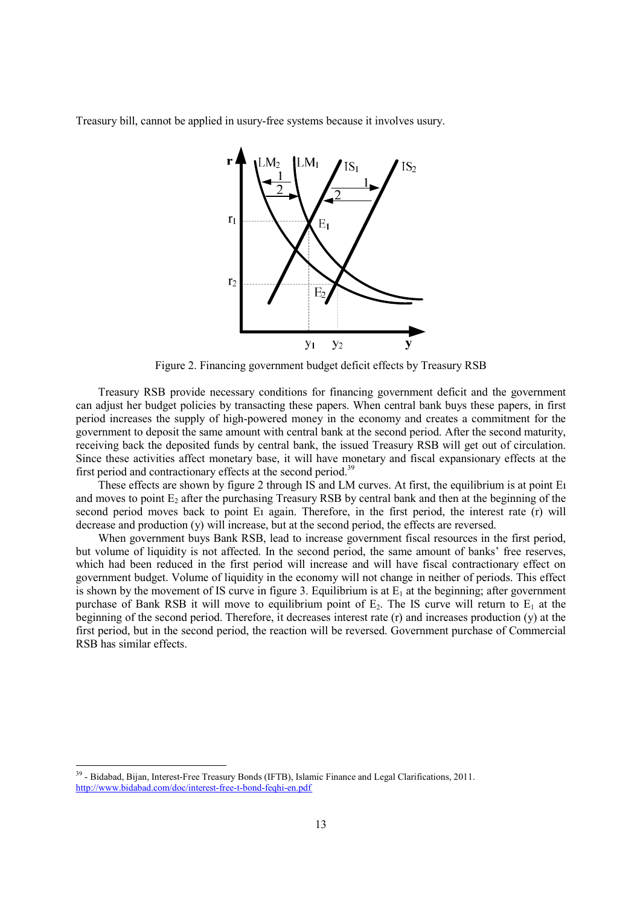Treasury bill, cannot be applied in usury-free systems because it involves usury.

Figure 2. Financing government budget deficit effects by Treasury RSB

Treasury RSB provide necessary conditions for financing government deficit and the government can adjust her budget policies by transacting these papers. When central bank buys these papers, in first period increases the supply of high-powered money in the economy and creates a commitment for the government to deposit the same amount with central bank at the second period. After the second maturity, receiving back the deposited funds by central bank, the issued Treasury RSB will get out of circulation. Since these activities affect monetary base, it will have monetary and fiscal expansionary effects at the first period and contractionary effects at the second period.[39]

These effects are shown by figure 2 through IS and LM curves. At first, the equilibrium is at point $E_1$ and moves to point $E_2$ after the purchasing Treasury RSB by central bank and then at the beginning of the second period moves back to point $E_1$ again. Therefore, in the first period, the interest rate (r) will decrease and production (y) will increase, but at the second period, the effects are reversed.

When government buys Bank RSB, lead to increase government fiscal resources in the first period, but volume of liquidity is not affected. In the second period, the same amount of banks' free reserves, which had been reduced in the first period will increase and will have fiscal contractionary effect on government budget. Volume of liquidity in the economy will not change in neither of periods. This effect is shown by the movement of IS curve in figure 3. Equilibrium is at $E_1$ at the beginning; after government purchase of Bank RSB it will move to equilibrium point of $E_2$. The IS curve will return to $E_1$ at the beginning of the second period. Therefore, it decreases interest rate (r) and increases production (y) at the first period, but in the second period, the reaction will be reversed. Government purchase of Commercial RSB has similar effects.

[39] - Bidabad, Bijan, Interest-Free Treasury Bonds (IFTB), Islamic Finance and Legal Clarifications, 2011. http://www.bidabad.com/doc/interest-free-t-bond-feqhi-en.pdf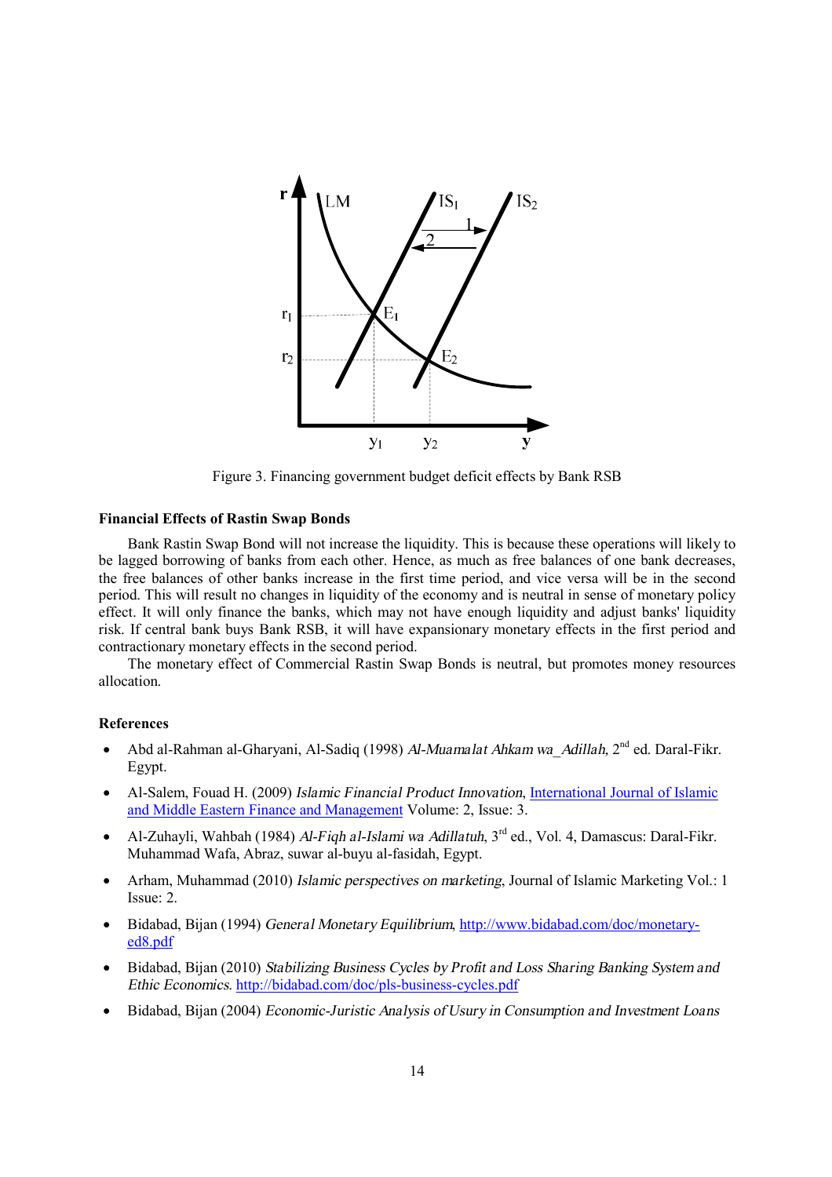Figure 3. Financing government budget deficit effects by Bank RSB

**Financial Effects of Rastin Swap Bonds**

Bank Rastin Swap Bond will not increase the liquidity. This is because these operations will likely to be lagged borrowing of banks from each other. Hence, as much as free balances of one bank decreases, the free balances of other banks increase in the first time period, and vice versa will be in the second period. This will result no changes in liquidity of the economy and is neutral in sense of monetary policy effect. It will only finance the banks, which may not have enough liquidity and adjust banks' liquidity risk. If central bank buys Bank RSB, it will have expansionary monetary effects in the first period and contractionary monetary effects in the second period.

The monetary effect of Commercial Rastin Swap Bonds is neutral, but promotes money resources allocation.

**References**

- Abd al-Rahman al-Gharyani, Al-Sadiq (1998) *Al-Muamalat Ahkam wa_Adillah*, 2nd ed. Daral-Fikr. Egypt.
- Al-Salem, Fouad H. (2009) *Islamic Financial Product Innovation*, International Journal of Islamic and Middle Eastern Finance and Management Volume: 2, Issue: 3.
- Al-Zuhayli, Wahbah (1984) *Al-Fiqh al-Islami wa Adillatuh*, 3rd ed., Vol. 4, Damascus: Daral-Fikr. Muhammad Wafa, Abraz, suwar al-buyu al-fasidah, Egypt.
- Arham, Muhammad (2010) *Islamic perspectives on marketing*, Journal of Islamic Marketing Vol.: 1 Issue: 2.
- Bidabad, Bijan (1994) *General Monetary Equilibrium*, http://www.bidabad.com/doc/monetary-ed8.pdf
- Bidabad, Bijan (2010) *Stabilizing Business Cycles by Profit and Loss Sharing Banking System and Ethic Economics*. http://bidabad.com/doc/pls-business-cycles.pdf
- Bidabad, Bijan (2004) *Economic-Juristic Analysis of Usury in Consumption and Investment Loans*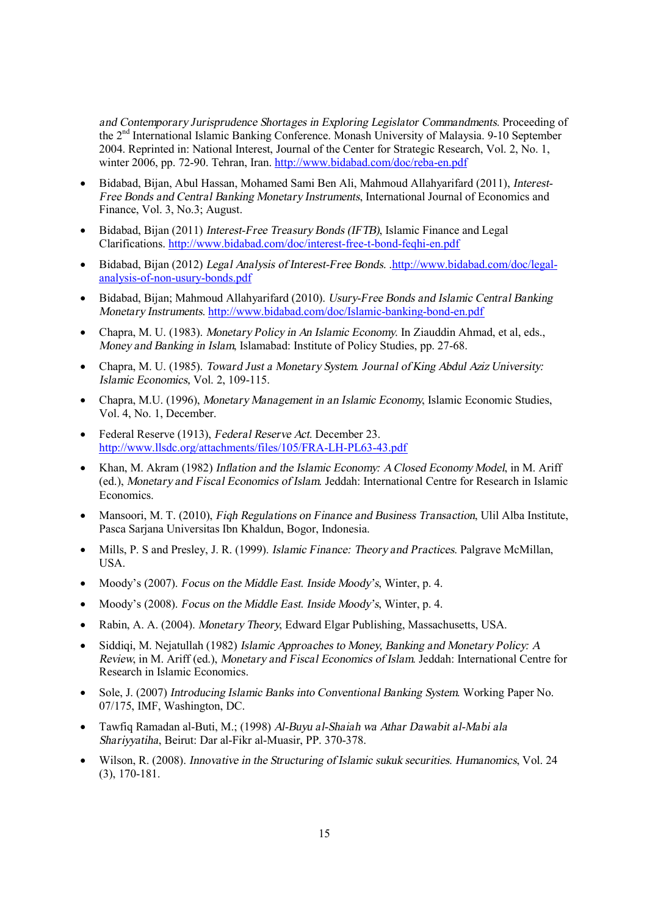*and Contemporary Jurisprudence Shortages in Exploring Legislator Commandments*. Proceeding of the 2nd International Islamic Banking Conference. Monash University of Malaysia. 9-10 September 2004. Reprinted in: National Interest, Journal of the Center for Strategic Research, Vol. 2, No. 1, winter 2006, pp. 72-90. Tehran, Iran. http://www.bidabad.com/doc/reba-en.pdf

- Bidabad, Bijan, Abul Hassan, Mohamed Sami Ben Ali, Mahmoud Allahyarifard (2011), *Interest-Free Bonds and Central Banking Monetary Instruments*, International Journal of Economics and Finance, Vol. 3, No.3; August.
- Bidabad, Bijan (2011) *Interest-Free Treasury Bonds (IFTB)*, Islamic Finance and Legal Clarifications. http://www.bidabad.com/doc/interest-free-t-bond-feqhi-en.pdf
- Bidabad, Bijan (2012) *Legal Analysis of Interest-Free Bonds*. .http://www.bidabad.com/doc/legal-analysis-of-non-usury-bonds.pdf
- Bidabad, Bijan; Mahmoud Allahyarifard (2010). *Usury-Free Bonds and Islamic Central Banking Monetary Instruments*. http://www.bidabad.com/doc/Islamic-banking-bond-en.pdf
- Chapra, M. U. (1983). *Monetary Policy in An Islamic Economy*. In Ziauddin Ahmad, et al, eds., *Money and Banking in Islam*, Islamabad: Institute of Policy Studies, pp. 27-68.
- Chapra, M. U. (1985). *Toward Just a Monetary System. Journal of King Abdul Aziz University: Islamic Economics*, Vol. 2, 109-115.
- Chapra, M.U. (1996), *Monetary Management in an Islamic Economy*, Islamic Economic Studies, Vol. 4, No. 1, December.
- Federal Reserve (1913), *Federal Reserve Act*. December 23. http://www.llsdc.org/attachments/files/105/FRA-LH-PL63-43.pdf
- Khan, M. Akram (1982) *Inflation and the Islamic Economy: A Closed Economy Model*, in M. Ariff (ed.), *Monetary and Fiscal Economics of Islam*. Jeddah: International Centre for Research in Islamic Economics.
- Mansoori, M. T. (2010), *Fiqh Regulations on Finance and Business Transaction*, Ulil Alba Institute, Pasca Sarjana Universitas Ibn Khaldun, Bogor, Indonesia.
- Mills, P. S and Presley, J. R. (1999). *Islamic Finance: Theory and Practices*. Palgrave McMillan, USA.
- Moody's (2007). *Focus on the Middle East. Inside Moody's*, Winter, p. 4.
- Moody's (2008). *Focus on the Middle East. Inside Moody's*, Winter, p. 4.
- Rabin, A. A. (2004). *Monetary Theory*, Edward Elgar Publishing, Massachusetts, USA.
- Siddiqi, M. Nejatullah (1982) *Islamic Approaches to Money, Banking and Monetary Policy: A Review*, in M. Ariff (ed.), *Monetary and Fiscal Economics of Islam*. Jeddah: International Centre for Research in Islamic Economics.
- Sole, J. (2007) *Introducing Islamic Banks into Conventional Banking System*. Working Paper No. 07/175, IMF, Washington, DC.
- Tawfiq Ramadan al-Buti, M.; (1998) *Al-Buyu al-Shaiah wa Athar Dawabit al-Mabi ala Shariyyatiha*, Beirut: Dar al-Fikr al-Muasir, PP. 370-378.
- Wilson, R. (2008). *Innovative in the Structuring of Islamic sukuk securities. Humanomics*, Vol. 24 (3), 170-181.